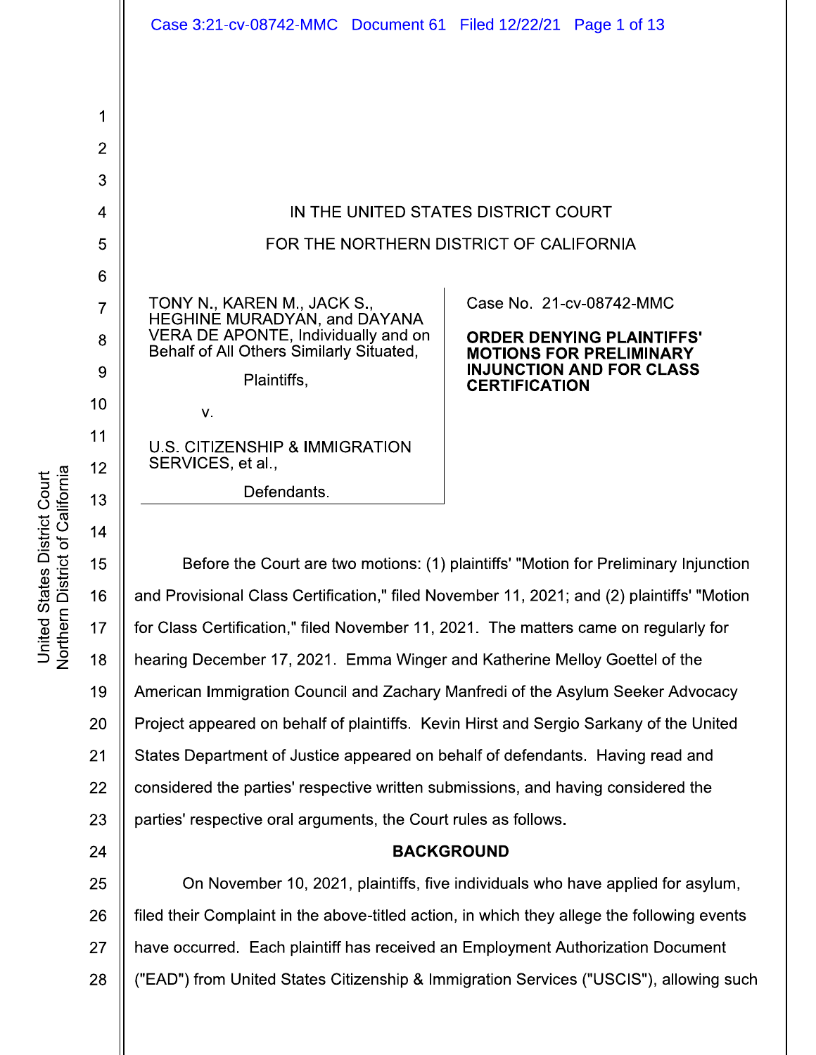IN THE UNITED STATES DISTRICT COURT

FOR THE NORTHERN DISTRICT OF CALIFORNIA

TONY N., KAREN M., JACK S., HEGHINE MURADYAN, and DAYANA VERA DE APONTE, Individually and on Behalf of All Others Similarly Situated,

Plaintiffs,

v.

U.S. CITIZENSHIP & IMMIGRATION SERVICES, et al.,

Defendants.

Case No. 21-cv-08742-MMC

**ORDER DENYING PLAINTIFFS' MOTIONS FOR PRELIMINARY INJUNCTION AND FOR CLASS CERTIFICATION**

Before the Court are two motions: (1) plaintiffs' "Motion for Preliminary Injunction and Provisional Class Certification," filed November 11, 2021; and (2) plaintiffs' "Motion for Class Certification," filed November 11, 2021. The matters came on regularly for hearing December 17, 2021. Emma Winger and Katherine Melloy Goettel of the American Immigration Council and Zachary Manfredi of the Asylum Seeker Advocacy Project appeared on behalf of plaintiffs. Kevin Hirst and Sergio Sarkany of the United States Department of Justice appeared on behalf of defendants. Having read and considered the parties' respective written submissions, and having considered the parties' respective oral arguments, the Court rules as follows.

## BACKGROUND

On November 10, 2021, plaintiffs, five individuals who have applied for asylum, filed their Complaint in the above-titled action, in which they allege the following events have occurred. Each plaintiff has received an Employment Authorization Document ("EAD") from United States Citizenship & Immigration Services ("USCIS"), allowing such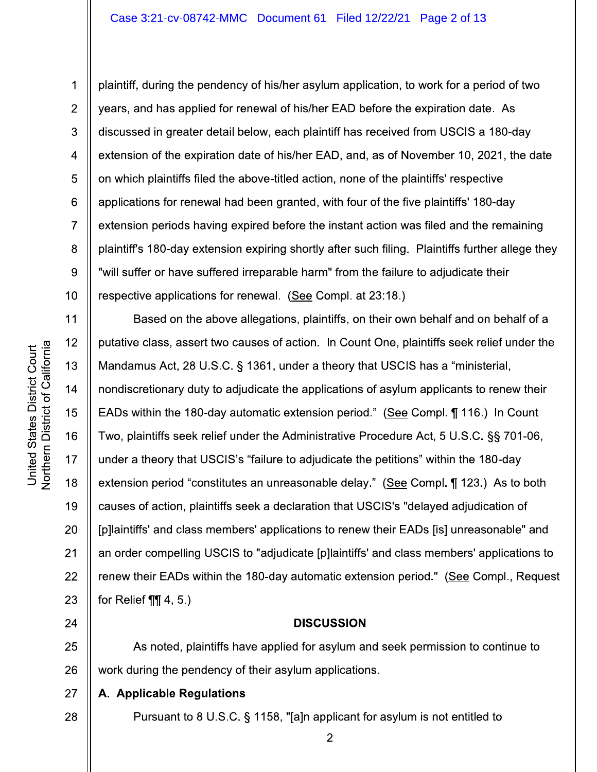plaintiff, during the pendency of his/her asylum application, to work for a period of two years, and has applied for renewal of his/her EAD before the expiration date. As discussed in greater detail below, each plaintiff has received from USCIS a 180-day extension of the expiration date of his/her EAD, and, as of November 10, 2021, the date on which plaintiffs filed the above-titled action, none of the plaintiffs' respective applications for renewal had been granted, with four of the five plaintiffs' 180-day extension periods having expired before the instant action was filed and the remaining plaintiff's 180-day extension expiring shortly after such filing. Plaintiffs further allege they "will suffer or have suffered irreparable harm" from the failure to adjudicate their respective applications for renewal. (See Compl. at 23:18.)

Based on the above allegations, plaintiffs, on their own behalf and on behalf of a putative class, assert two causes of action. In Count One, plaintiffs seek relief under the Mandamus Act, 28 U.S.C. § 1361, under a theory that USCIS has a "ministerial, nondiscretionary duty to adjudicate the applications of asylum applicants to renew their EADs within the 180-day automatic extension period." (See Compl. ¶ 116.) In Count Two, plaintiffs seek relief under the Administrative Procedure Act, 5 U.S.C. §§ 701-06, under a theory that USCIS's "failure to adjudicate the petitions" within the 180-day extension period "constitutes an unreasonable delay." (See Compl. ¶ 123.) As to both causes of action, plaintiffs seek a declaration that USCIS's "delayed adjudication of [p]laintiffs' and class members' applications to renew their EADs [is] unreasonable" and an order compelling USCIS to "adjudicate [p]laintiffs' and class members' applications to renew their EADs within the 180-day automatic extension period." (See Compl., Request for Relief ¶¶ 4, 5.)

## DISCUSSION

As noted, plaintiffs have applied for asylum and seek permission to continue to work during the pendency of their asylum applications.

### A. Applicable Regulations

Pursuant to 8 U.S.C. § 1158, "[a]n applicant for asylum is not entitled to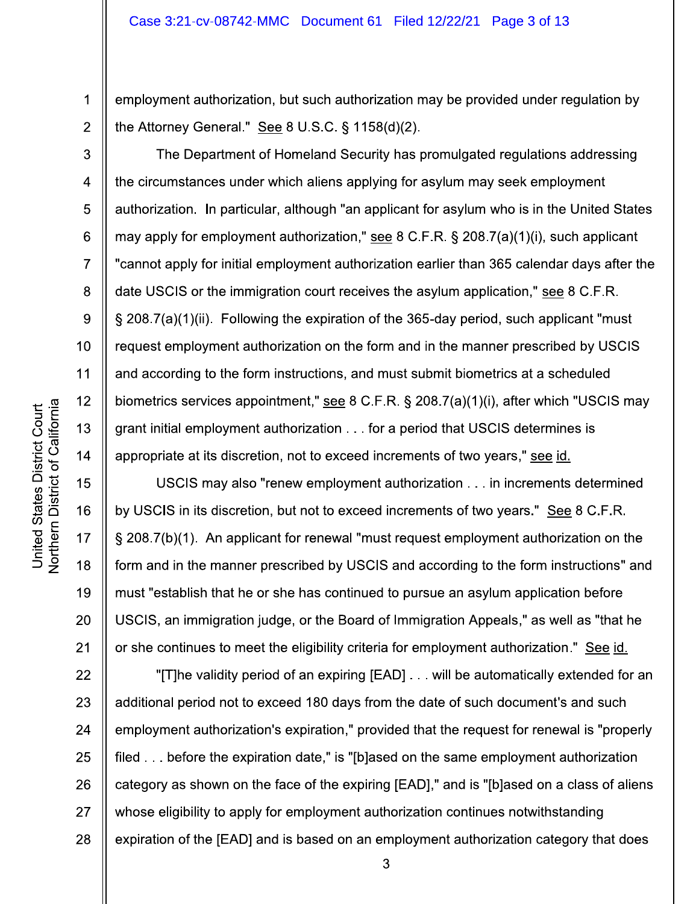employment authorization, but such authorization may be provided under regulation by the Attorney General." See 8 U.S.C. § 1158(d)(2).

The Department of Homeland Security has promulgated regulations addressing the circumstances under which aliens applying for asylum may seek employment authorization. In particular, although "an applicant for asylum who is in the United States may apply for employment authorization," see 8 C.F.R. § 208.7(a)(1)(i), such applicant "cannot apply for initial employment authorization earlier than 365 calendar days after the date USCIS or the immigration court receives the asylum application," see 8 C.F.R. § 208.7(a)(1)(ii). Following the expiration of the 365-day period, such applicant "must request employment authorization on the form and in the manner prescribed by USCIS and according to the form instructions, and must submit biometrics at a scheduled biometrics services appointment," see 8 C.F.R. § 208.7(a)(1)(i), after which "USCIS may grant initial employment authorization . . . for a period that USCIS determines is appropriate at its discretion, not to exceed increments of two years," see id.

USCIS may also "renew employment authorization . . . in increments determined by USCIS in its discretion, but not to exceed increments of two years." See 8 C.F.R. § 208.7(b)(1). An applicant for renewal "must request employment authorization on the form and in the manner prescribed by USCIS and according to the form instructions" and must "establish that he or she has continued to pursue an asylum application before USCIS, an immigration judge, or the Board of Immigration Appeals," as well as "that he or she continues to meet the eligibility criteria for employment authorization." See id.

"[T]he validity period of an expiring [EAD] . . . will be automatically extended for an additional period not to exceed 180 days from the date of such document's and such employment authorization's expiration," provided that the request for renewal is "properly filed . . . before the expiration date," is "[b]ased on the same employment authorization category as shown on the face of the expiring [EAD]," and is "[b]ased on a class of aliens whose eligibility to apply for employment authorization continues notwithstanding expiration of the [EAD] and is based on an employment authorization category that does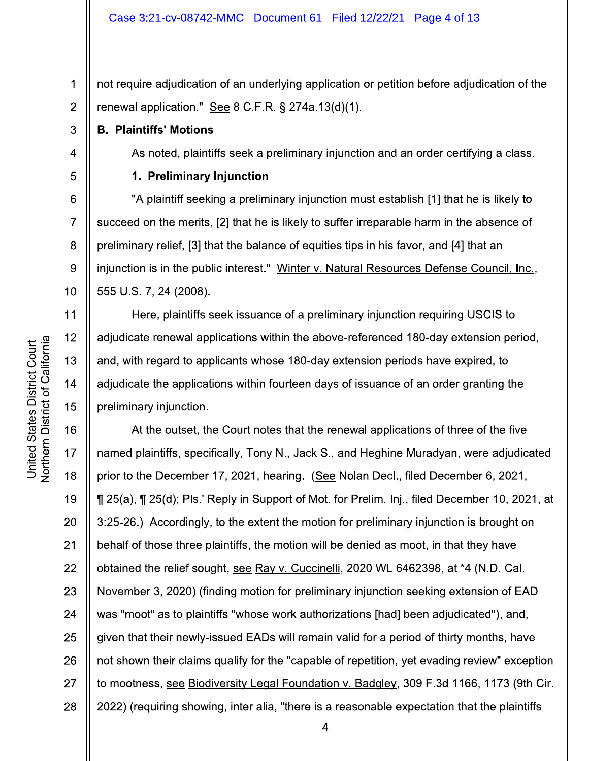not require adjudication of an underlying application or petition before adjudication of the renewal application." See 8 C.F.R. § 274a.13(d)(1).

**B. Plaintiffs' Motions**

As noted, plaintiffs seek a preliminary injunction and an order certifying a class.

**1. Preliminary Injunction**

"A plaintiff seeking a preliminary injunction must establish [1] that he is likely to succeed on the merits, [2] that he is likely to suffer irreparable harm in the absence of preliminary relief, [3] that the balance of equities tips in his favor, and [4] that an injunction is in the public interest." Winter v. Natural Resources Defense Council, Inc., 555 U.S. 7, 24 (2008).

Here, plaintiffs seek issuance of a preliminary injunction requiring USCIS to adjudicate renewal applications within the above-referenced 180-day extension period, and, with regard to applicants whose 180-day extension periods have expired, to adjudicate the applications within fourteen days of issuance of an order granting the preliminary injunction.

At the outset, the Court notes that the renewal applications of three of the five named plaintiffs, specifically, Tony N., Jack S., and Heghine Muradyan, were adjudicated prior to the December 17, 2021, hearing. (See Nolan Decl., filed December 6, 2021, ¶ 25(a), ¶ 25(d); Pls.' Reply in Support of Mot. for Prelim. Inj., filed December 10, 2021, at 3:25-26.) Accordingly, to the extent the motion for preliminary injunction is brought on behalf of those three plaintiffs, the motion will be denied as moot, in that they have obtained the relief sought, see Ray v. Cuccinelli, 2020 WL 6462398, at *4 (N.D. Cal. November 3, 2020) (finding motion for preliminary injunction seeking extension of EAD was "moot" as to plaintiffs "whose work authorizations [had] been adjudicated"), and, given that their newly-issued EADs will remain valid for a period of thirty months, have not shown their claims qualify for the "capable of repetition, yet evading review" exception to mootness, see Biodiversity Legal Foundation v. Badgley, 309 F.3d 1166, 1173 (9th Cir. 2022) (requiring showing, inter alia, "there is a reasonable expectation that the plaintiffs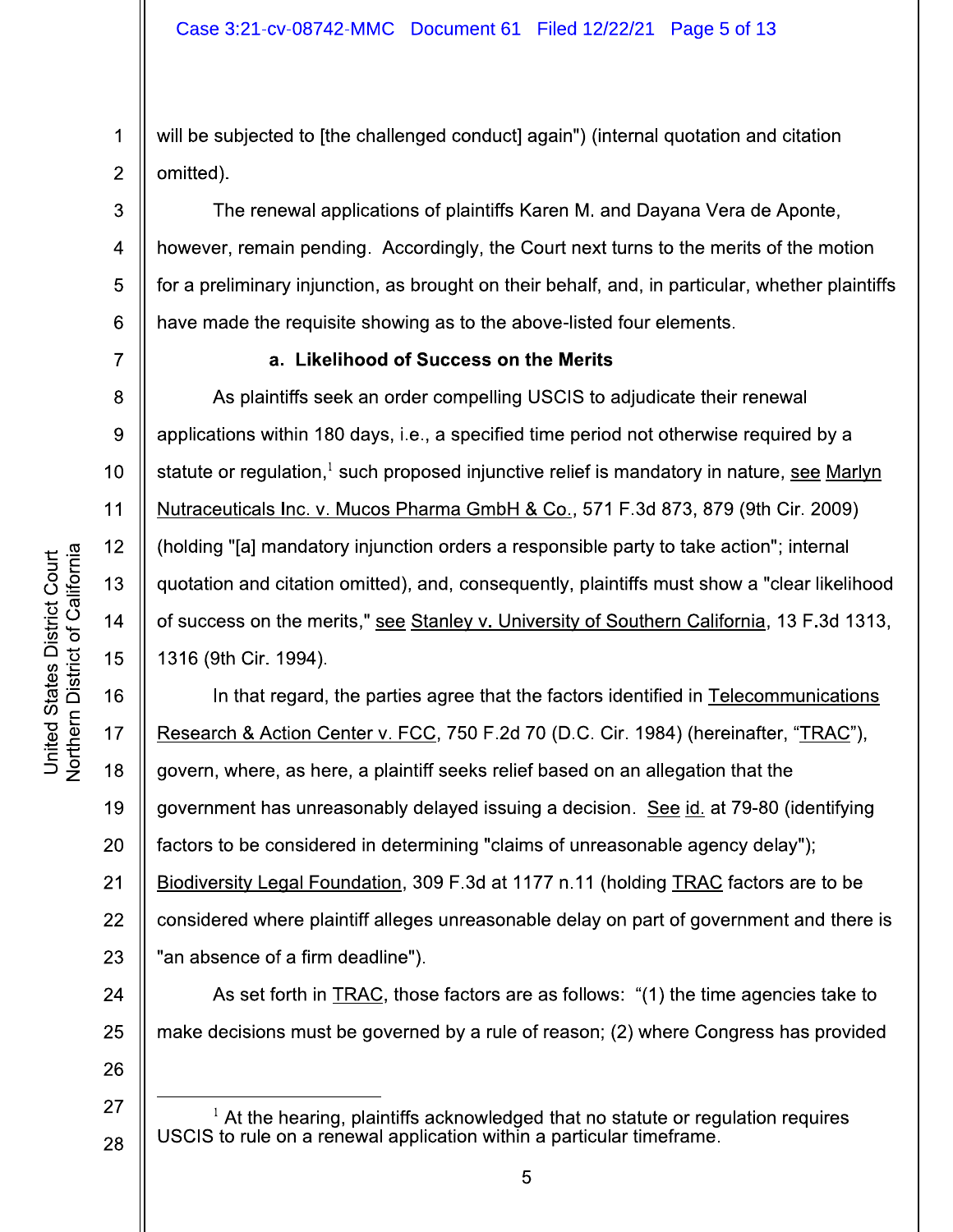will be subjected to [the challenged conduct] again") (internal quotation and citation omitted).

The renewal applications of plaintiffs Karen M. and Dayana Vera de Aponte, however, remain pending. Accordingly, the Court next turns to the merits of the motion for a preliminary injunction, as brought on their behalf, and, in particular, whether plaintiffs have made the requisite showing as to the above-listed four elements.

**a. Likelihood of Success on the Merits**

As plaintiffs seek an order compelling USCIS to adjudicate their renewal applications within 180 days, i.e., a specified time period not otherwise required by a statute or regulation,[1] such proposed injunctive relief is mandatory in nature, see Marlyn Nutraceuticals Inc. v. Mucos Pharma GmbH & Co., 571 F.3d 873, 879 (9th Cir. 2009) (holding "[a] mandatory injunction orders a responsible party to take action"; internal quotation and citation omitted), and, consequently, plaintiffs must show a "clear likelihood of success on the merits," see Stanley v. University of Southern California, 13 F.3d 1313, 1316 (9th Cir. 1994).

In that regard, the parties agree that the factors identified in Telecommunications Research & Action Center v. FCC, 750 F.2d 70 (D.C. Cir. 1984) (hereinafter, "TRAC"), govern, where, as here, a plaintiff seeks relief based on an allegation that the government has unreasonably delayed issuing a decision. See id. at 79-80 (identifying factors to be considered in determining "claims of unreasonable agency delay"); Biodiversity Legal Foundation, 309 F.3d at 1177 n.11 (holding TRAC factors are to be considered where plaintiff alleges unreasonable delay on part of government and there is "an absence of a firm deadline").

As set forth in TRAC, those factors are as follows: "(1) the time agencies take to make decisions must be governed by a rule of reason; (2) where Congress has provided

---

[1] At the hearing, plaintiffs acknowledged that no statute or regulation requires USCIS to rule on a renewal application within a particular timeframe.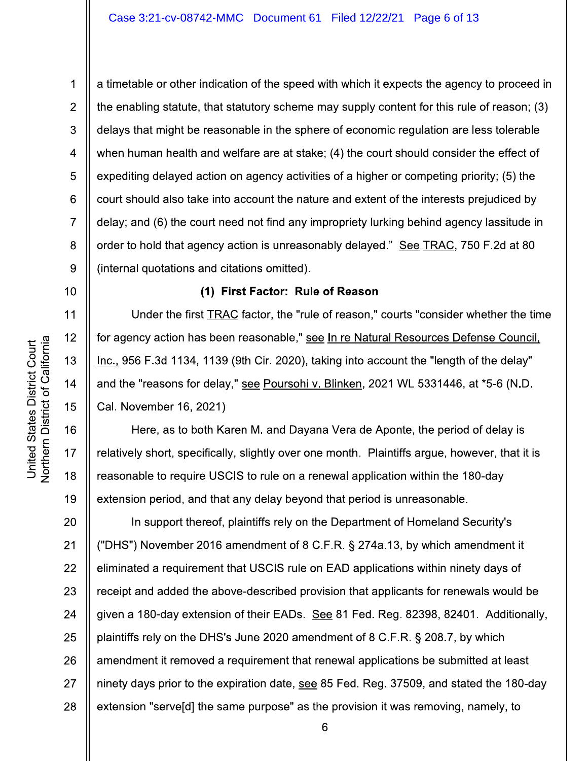a timetable or other indication of the speed with which it expects the agency to proceed in the enabling statute, that statutory scheme may supply content for this rule of reason; (3) delays that might be reasonable in the sphere of economic regulation are less tolerable when human health and welfare are at stake; (4) the court should consider the effect of expediting delayed action on agency activities of a higher or competing priority; (5) the court should also take into account the nature and extent of the interests prejudiced by delay; and (6) the court need not find any impropriety lurking behind agency lassitude in order to hold that agency action is unreasonably delayed." See TRAC, 750 F.2d at 80 (internal quotations and citations omitted).

**(1) First Factor: Rule of Reason**

Under the first TRAC factor, the "rule of reason," courts "consider whether the time for agency action has been reasonable," see In re Natural Resources Defense Council, Inc., 956 F.3d 1134, 1139 (9th Cir. 2020), taking into account the "length of the delay" and the "reasons for delay," see Poursohi v. Blinken, 2021 WL 5331446, at *5-6 (N.D. Cal. November 16, 2021)

Here, as to both Karen M. and Dayana Vera de Aponte, the period of delay is relatively short, specifically, slightly over one month. Plaintiffs argue, however, that it is reasonable to require USCIS to rule on a renewal application within the 180-day extension period, and that any delay beyond that period is unreasonable.

In support thereof, plaintiffs rely on the Department of Homeland Security's ("DHS") November 2016 amendment of 8 C.F.R. § 274a.13, by which amendment it eliminated a requirement that USCIS rule on EAD applications within ninety days of receipt and added the above-described provision that applicants for renewals would be given a 180-day extension of their EADs. See 81 Fed. Reg. 82398, 82401. Additionally, plaintiffs rely on the DHS's June 2020 amendment of 8 C.F.R. § 208.7, by which amendment it removed a requirement that renewal applications be submitted at least ninety days prior to the expiration date, see 85 Fed. Reg. 37509, and stated the 180-day extension "serve[d] the same purpose" as the provision it was removing, namely, to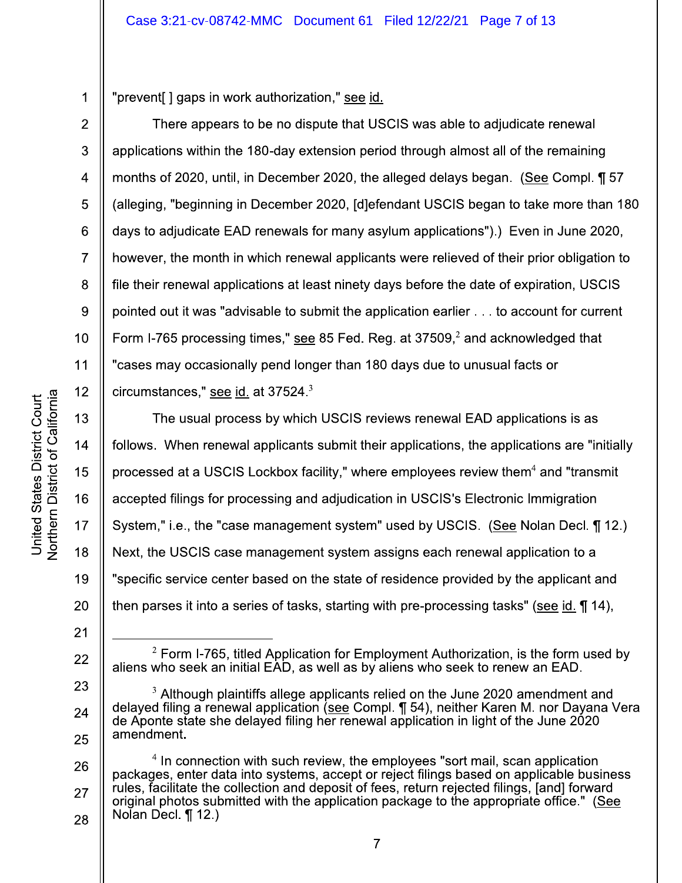"prevent[ ] gaps in work authorization," see id.

There appears to be no dispute that USCIS was able to adjudicate renewal applications within the 180-day extension period through almost all of the remaining months of 2020, until, in December 2020, the alleged delays began. (See Compl. ¶ 57 (alleging, "beginning in December 2020, [d]efendant USCIS began to take more than 180 days to adjudicate EAD renewals for many asylum applications").) Even in June 2020, however, the month in which renewal applicants were relieved of their prior obligation to file their renewal applications at least ninety days before the date of expiration, USCIS pointed out it was "advisable to submit the application earlier . . . to account for current Form I-765 processing times," see 85 Fed. Reg. at 37509,[2] and acknowledged that "cases may occasionally pend longer than 180 days due to unusual facts or circumstances," see id. at 37524.[3]

The usual process by which USCIS reviews renewal EAD applications is as follows. When renewal applicants submit their applications, the applications are "initially processed at a USCIS Lockbox facility," where employees review them[4] and "transmit accepted filings for processing and adjudication in USCIS's Electronic Immigration System," i.e., the "case management system" used by USCIS. (See Nolan Decl. ¶ 12.) Next, the USCIS case management system assigns each renewal application to a "specific service center based on the state of residence provided by the applicant and then parses it into a series of tasks, starting with pre-processing tasks" (see id. ¶ 14),

---

[2] Form I-765, titled Application for Employment Authorization, is the form used by aliens who seek an initial EAD, as well as by aliens who seek to renew an EAD.

[3] Although plaintiffs allege applicants relied on the June 2020 amendment and delayed filing a renewal application (see Compl. ¶ 54), neither Karen M. nor Dayana Vera de Aponte state she delayed filing her renewal application in light of the June 2020 amendment.

[4] In connection with such review, the employees "sort mail, scan application packages, enter data into systems, accept or reject filings based on applicable business rules, facilitate the collection and deposit of fees, return rejected filings, [and] forward original photos submitted with the application package to the appropriate office." (See Nolan Decl. ¶ 12.)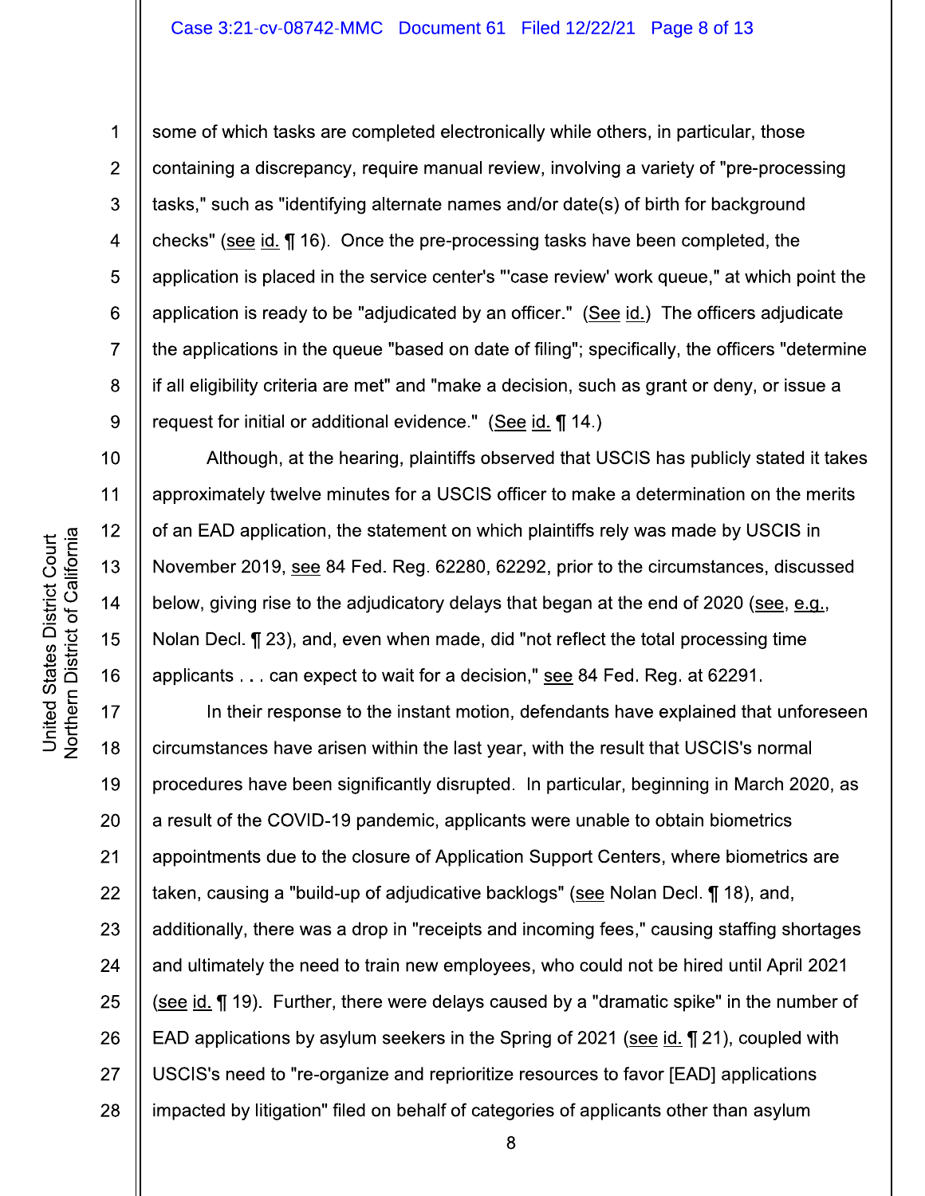some of which tasks are completed electronically while others, in particular, those containing a discrepancy, require manual review, involving a variety of "pre-processing tasks," such as "identifying alternate names and/or date(s) of birth for background checks" (see id. ¶ 16). Once the pre-processing tasks have been completed, the application is placed in the service center's "'case review' work queue," at which point the application is ready to be "adjudicated by an officer." (See id.) The officers adjudicate the applications in the queue "based on date of filing"; specifically, the officers "determine if all eligibility criteria are met" and "make a decision, such as grant or deny, or issue a request for initial or additional evidence." (See id. ¶ 14.)

Although, at the hearing, plaintiffs observed that USCIS has publicly stated it takes approximately twelve minutes for a USCIS officer to make a determination on the merits of an EAD application, the statement on which plaintiffs rely was made by USCIS in November 2019, see 84 Fed. Reg. 62280, 62292, prior to the circumstances, discussed below, giving rise to the adjudicatory delays that began at the end of 2020 (see, e.g., Nolan Decl. ¶ 23), and, even when made, did "not reflect the total processing time applicants . . . can expect to wait for a decision," see 84 Fed. Reg. at 62291.

In their response to the instant motion, defendants have explained that unforeseen circumstances have arisen within the last year, with the result that USCIS's normal procedures have been significantly disrupted. In particular, beginning in March 2020, as a result of the COVID-19 pandemic, applicants were unable to obtain biometrics appointments due to the closure of Application Support Centers, where biometrics are taken, causing a "build-up of adjudicative backlogs" (see Nolan Decl. ¶ 18), and, additionally, there was a drop in "receipts and incoming fees," causing staffing shortages and ultimately the need to train new employees, who could not be hired until April 2021 (see id. ¶ 19). Further, there were delays caused by a "dramatic spike" in the number of EAD applications by asylum seekers in the Spring of 2021 (see id. ¶ 21), coupled with USCIS's need to "re-organize and reprioritize resources to favor [EAD] applications impacted by litigation" filed on behalf of categories of applicants other than asylum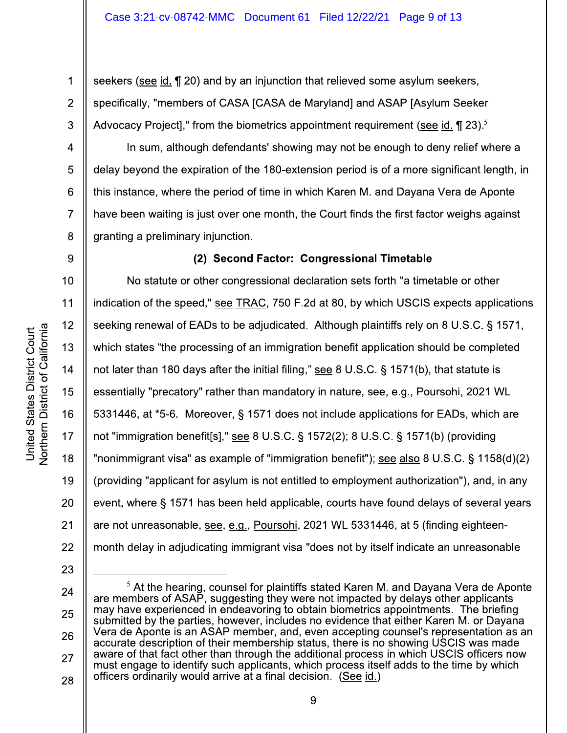seekers (see id. ¶ 20) and by an injunction that relieved some asylum seekers, specifically, "members of CASA [CASA de Maryland] and ASAP [Asylum Seeker Advocacy Project]," from the biometrics appointment requirement (see id. ¶ 23).[5]

In sum, although defendants' showing may not be enough to deny relief where a delay beyond the expiration of the 180-extension period is of a more significant length, in this instance, where the period of time in which Karen M. and Dayana Vera de Aponte have been waiting is just over one month, the Court finds the first factor weighs against granting a preliminary injunction.

**(2) Second Factor: Congressional Timetable**

No statute or other congressional declaration sets forth "a timetable or other indication of the speed," see TRAC, 750 F.2d at 80, by which USCIS expects applications seeking renewal of EADs to be adjudicated. Although plaintiffs rely on 8 U.S.C. § 1571, which states "the processing of an immigration benefit application should be completed not later than 180 days after the initial filing," see 8 U.S.C. § 1571(b), that statute is essentially "precatory" rather than mandatory in nature, see, e.g., Poursohi, 2021 WL 5331446, at *5-6. Moreover, § 1571 does not include applications for EADs, which are not "immigration benefit[s]," see 8 U.S.C. § 1572(2); 8 U.S.C. § 1571(b) (providing "nonimmigrant visa" as example of "immigration benefit"); see also 8 U.S.C. § 1158(d)(2) (providing "applicant for asylum is not entitled to employment authorization"), and, in any event, where § 1571 has been held applicable, courts have found delays of several years are not unreasonable, see, e.g., Poursohi, 2021 WL 5331446, at 5 (finding eighteen-month delay in adjudicating immigrant visa "does not by itself indicate an unreasonable

[5] At the hearing, counsel for plaintiffs stated Karen M. and Dayana Vera de Aponte are members of ASAP, suggesting they were not impacted by delays other applicants may have experienced in endeavoring to obtain biometrics appointments. The briefing submitted by the parties, however, includes no evidence that either Karen M. or Dayana Vera de Aponte is an ASAP member, and, even accepting counsel's representation as an accurate description of their membership status, there is no showing USCIS was made aware of that fact other than through the additional process in which USCIS officers now must engage to identify such applicants, which process itself adds to the time by which officers ordinarily would arrive at a final decision. (See id.)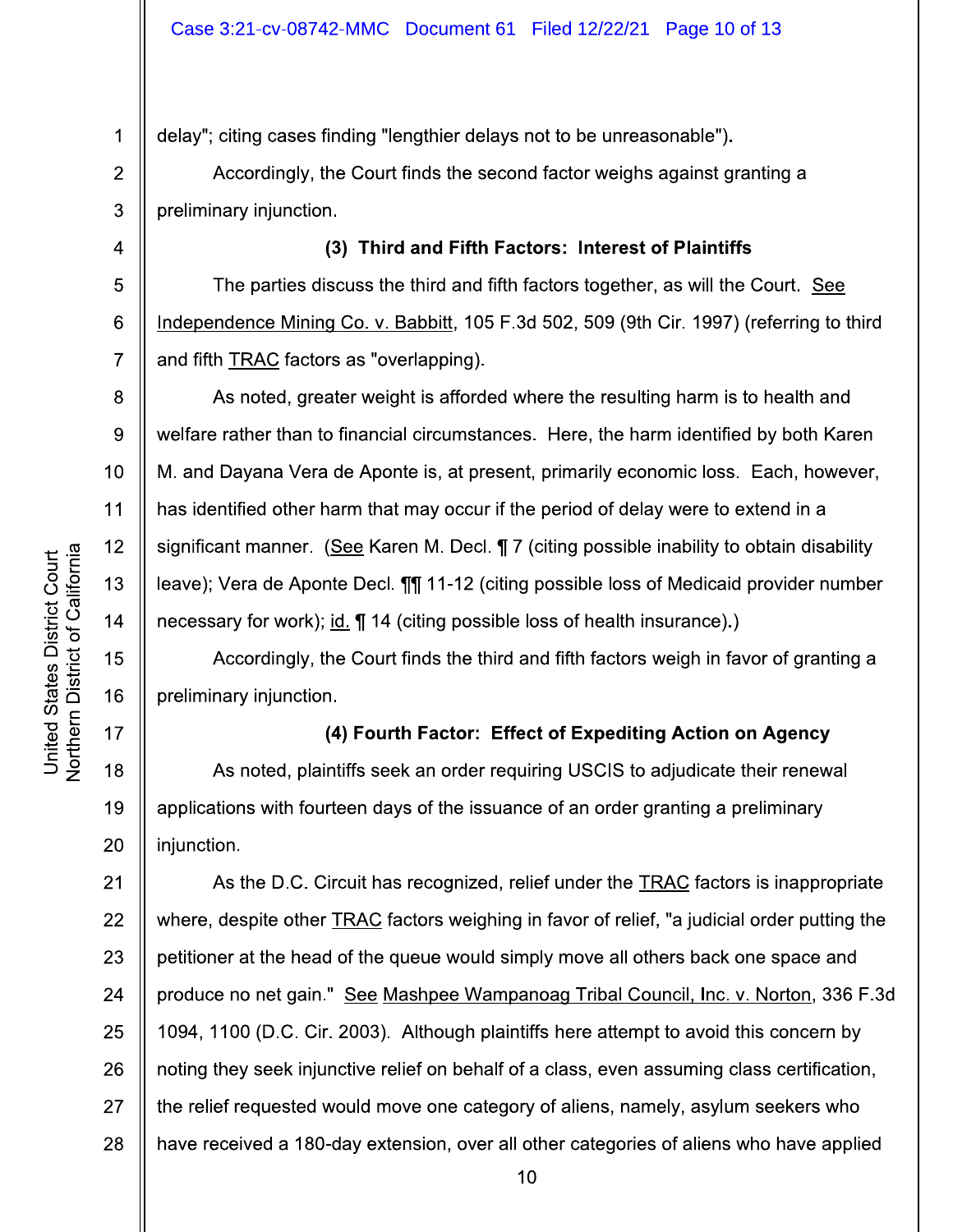delay"; citing cases finding "lengthier delays not to be unreasonable").

Accordingly, the Court finds the second factor weighs against granting a preliminary injunction.

**(3) Third and Fifth Factors: Interest of Plaintiffs**

The parties discuss the third and fifth factors together, as will the Court. See Independence Mining Co. v. Babbitt, 105 F.3d 502, 509 (9th Cir. 1997) (referring to third and fifth TRAC factors as "overlapping).

As noted, greater weight is afforded where the resulting harm is to health and welfare rather than to financial circumstances. Here, the harm identified by both Karen M. and Dayana Vera de Aponte is, at present, primarily economic loss. Each, however, has identified other harm that may occur if the period of delay were to extend in a significant manner. (See Karen M. Decl. ¶ 7 (citing possible inability to obtain disability leave); Vera de Aponte Decl. ¶¶ 11-12 (citing possible loss of Medicaid provider number necessary for work); id. ¶ 14 (citing possible loss of health insurance).)

Accordingly, the Court finds the third and fifth factors weigh in favor of granting a preliminary injunction.

**(4) Fourth Factor: Effect of Expediting Action on Agency**

As noted, plaintiffs seek an order requiring USCIS to adjudicate their renewal applications with fourteen days of the issuance of an order granting a preliminary injunction.

As the D.C. Circuit has recognized, relief under the TRAC factors is inappropriate where, despite other TRAC factors weighing in favor of relief, "a judicial order putting the petitioner at the head of the queue would simply move all others back one space and produce no net gain." See Mashpee Wampanoag Tribal Council, Inc. v. Norton, 336 F.3d 1094, 1100 (D.C. Cir. 2003). Although plaintiffs here attempt to avoid this concern by noting they seek injunctive relief on behalf of a class, even assuming class certification, the relief requested would move one category of aliens, namely, asylum seekers who have received a 180-day extension, over all other categories of aliens who have applied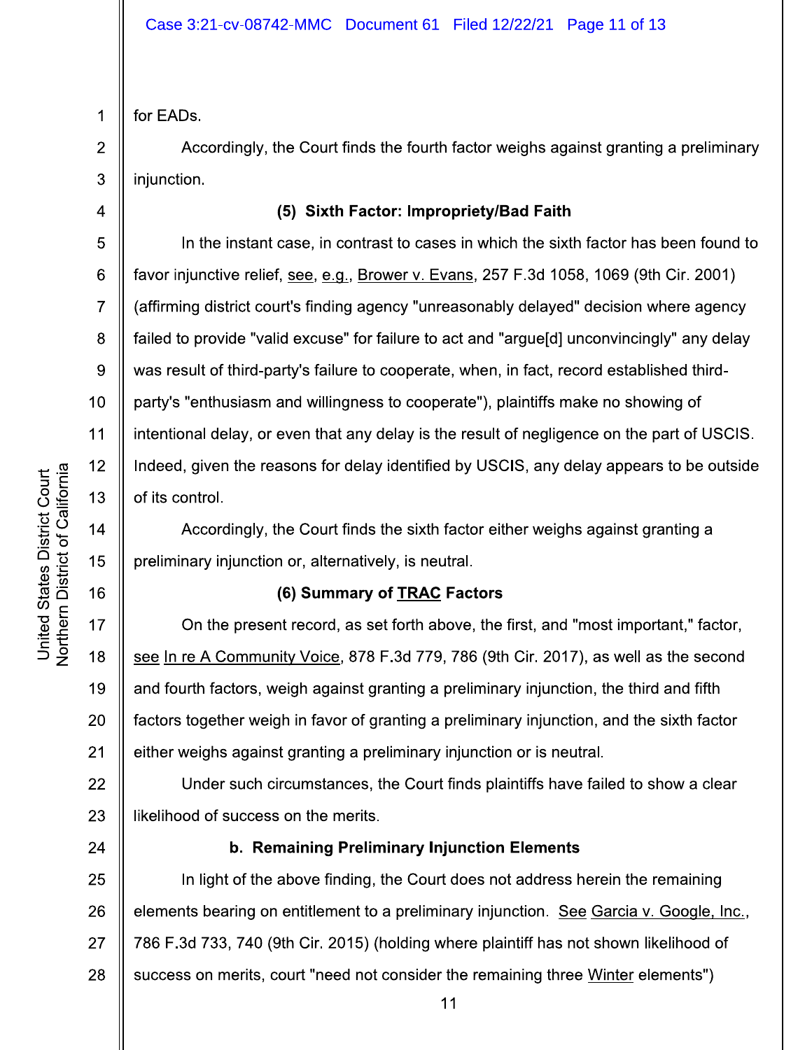for EADs.

Accordingly, the Court finds the fourth factor weighs against granting a preliminary injunction.

**(5) Sixth Factor: Impropriety/Bad Faith**

In the instant case, in contrast to cases in which the sixth factor has been found to favor injunctive relief, see, e.g., Brower v. Evans, 257 F.3d 1058, 1069 (9th Cir. 2001) (affirming district court's finding agency "unreasonably delayed" decision where agency failed to provide "valid excuse" for failure to act and "argue[d] unconvincingly" any delay was result of third-party's failure to cooperate, when, in fact, record established third-party's "enthusiasm and willingness to cooperate"), plaintiffs make no showing of intentional delay, or even that any delay is the result of negligence on the part of USCIS. Indeed, given the reasons for delay identified by USCIS, any delay appears to be outside of its control.

Accordingly, the Court finds the sixth factor either weighs against granting a preliminary injunction or, alternatively, is neutral.

**(6) Summary of TRAC Factors**

On the present record, as set forth above, the first, and "most important," factor, see In re A Community Voice, 878 F.3d 779, 786 (9th Cir. 2017), as well as the second and fourth factors, weigh against granting a preliminary injunction, the third and fifth factors together weigh in favor of granting a preliminary injunction, and the sixth factor either weighs against granting a preliminary injunction or is neutral.

Under such circumstances, the Court finds plaintiffs have failed to show a clear likelihood of success on the merits.

**b. Remaining Preliminary Injunction Elements**

In light of the above finding, the Court does not address herein the remaining elements bearing on entitlement to a preliminary injunction. See Garcia v. Google, Inc., 786 F.3d 733, 740 (9th Cir. 2015) (holding where plaintiff has not shown likelihood of success on merits, court "need not consider the remaining three Winter elements")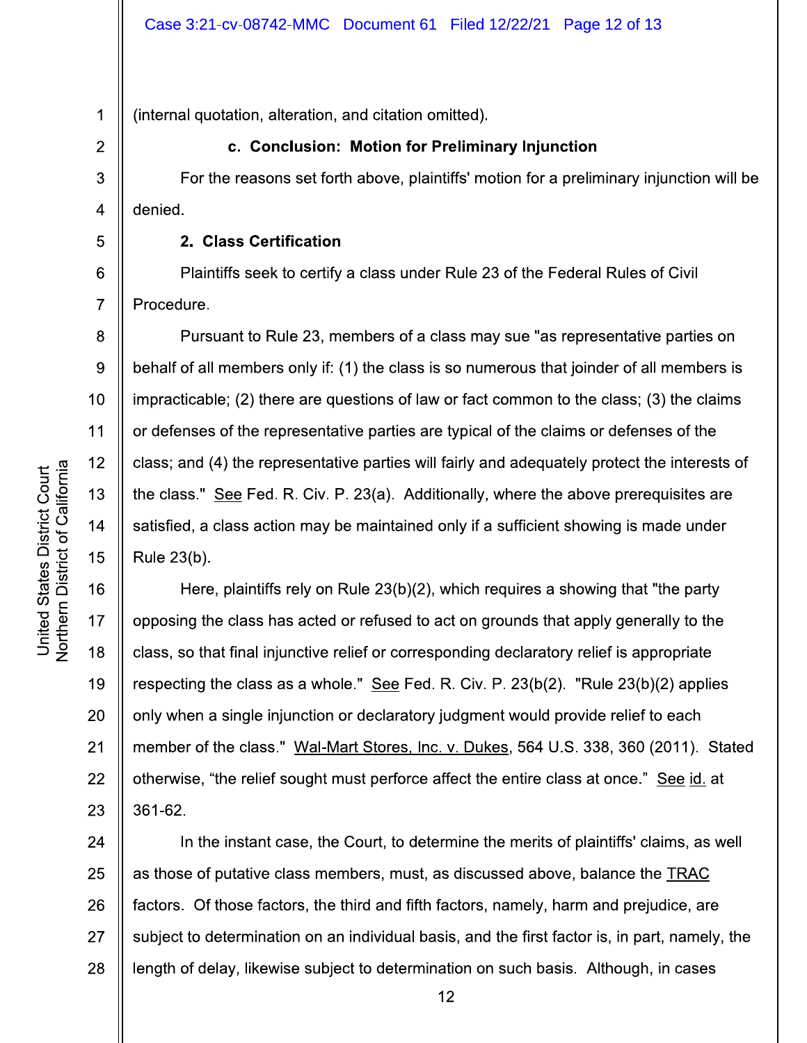(internal quotation, alteration, and citation omitted).

**c. Conclusion: Motion for Preliminary Injunction**

For the reasons set forth above, plaintiffs' motion for a preliminary injunction will be denied.

**2. Class Certification**

Plaintiffs seek to certify a class under Rule 23 of the Federal Rules of Civil Procedure.

Pursuant to Rule 23, members of a class may sue "as representative parties on behalf of all members only if: (1) the class is so numerous that joinder of all members is impracticable; (2) there are questions of law or fact common to the class; (3) the claims or defenses of the representative parties are typical of the claims or defenses of the class; and (4) the representative parties will fairly and adequately protect the interests of the class." See Fed. R. Civ. P. 23(a). Additionally, where the above prerequisites are satisfied, a class action may be maintained only if a sufficient showing is made under Rule 23(b).

Here, plaintiffs rely on Rule 23(b)(2), which requires a showing that "the party opposing the class has acted or refused to act on grounds that apply generally to the class, so that final injunctive relief or corresponding declaratory relief is appropriate respecting the class as a whole." See Fed. R. Civ. P. 23(b(2). "Rule 23(b)(2) applies only when a single injunction or declaratory judgment would provide relief to each member of the class." Wal-Mart Stores, Inc. v. Dukes, 564 U.S. 338, 360 (2011). Stated otherwise, "the relief sought must perforce affect the entire class at once." See id. at 361-62.

In the instant case, the Court, to determine the merits of plaintiffs' claims, as well as those of putative class members, must, as discussed above, balance the TRAC factors. Of those factors, the third and fifth factors, namely, harm and prejudice, are subject to determination on an individual basis, and the first factor is, in part, namely, the length of delay, likewise subject to determination on such basis. Although, in cases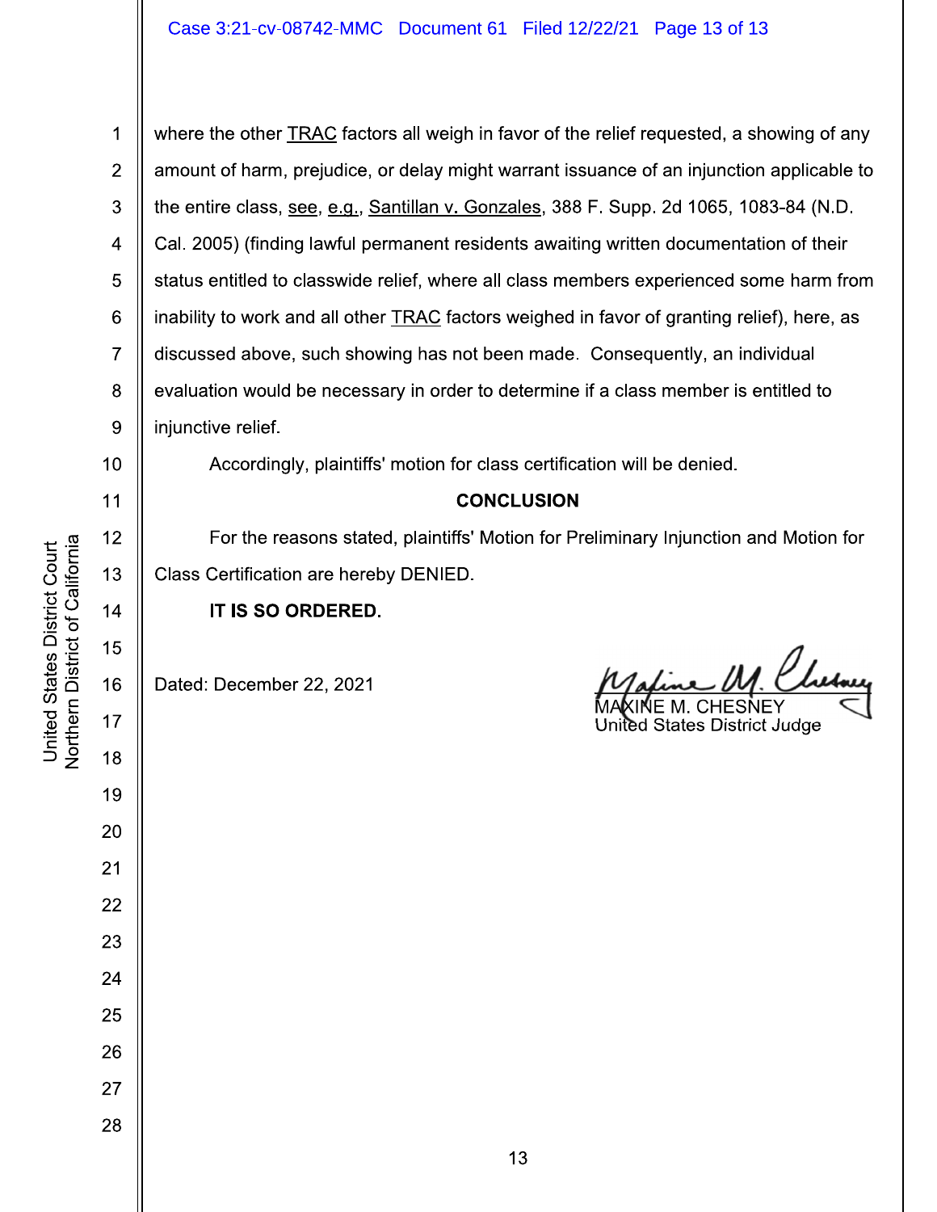where the other TRAC factors all weigh in favor of the relief requested, a showing of any amount of harm, prejudice, or delay might warrant issuance of an injunction applicable to the entire class, see, e.g., Santillan v. Gonzales, 388 F. Supp. 2d 1065, 1083-84 (N.D. Cal. 2005) (finding lawful permanent residents awaiting written documentation of their status entitled to classwide relief, where all class members experienced some harm from inability to work and all other TRAC factors weighed in favor of granting relief), here, as discussed above, such showing has not been made. Consequently, an individual evaluation would be necessary in order to determine if a class member is entitled to injunctive relief.

Accordingly, plaintiffs' motion for class certification will be denied.

## CONCLUSION

For the reasons stated, plaintiffs' Motion for Preliminary Injunction and Motion for Class Certification are hereby DENIED.

**IT IS SO ORDERED.**

Dated: December 22, 2021

MAXINE M. CHESNEY
United States District Judge